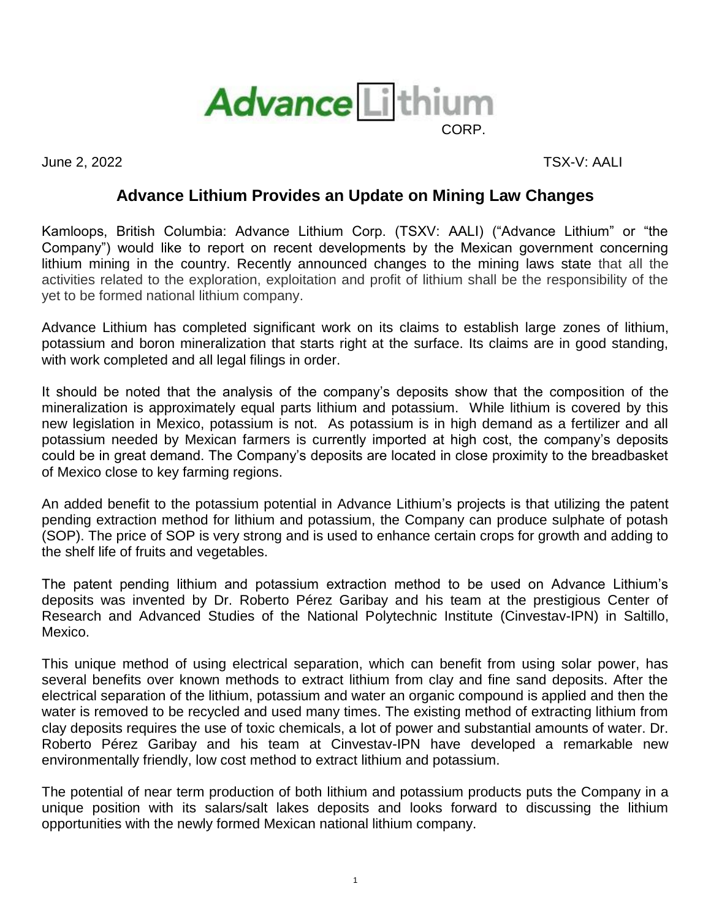Advance Lithium CORP.

June 2, 2022 TSX-V: AALI

# Advance Lithium Provides an Update on Mining Law Changes

Kamloops, British Columbia: Advance Lithium Corp. (TSXV: AALI) ("Advance Lithium" or "the Company") would like to report on recent developments by the Mexican government concerning lithium mining in the country. Recently announced changes to the mining laws state that all the activities related to the exploration, exploitation and profit of lithium shall be the responsibility of the yet to be formed national lithium company.

Advance Lithium has completed significant work on its claims to establish large zones of lithium, potassium and boron mineralization that starts right at the surface. Its claims are in good standing, with work completed and all legal filings in order.

It should be noted that the analysis of the company's deposits show that the composition of the mineralization is approximately equal parts lithium and potassium. While lithium is covered by this new legislation in Mexico, potassium is not. As potassium is in high demand as a fertilizer and all potassium needed by Mexican farmers is currently imported at high cost, the company's deposits could be in great demand. The Company's deposits are located in close proximity to the breadbasket of Mexico close to key farming regions.

An added benefit to the potassium potential in Advance Lithium's projects is that utilizing the patent pending extraction method for lithium and potassium, the Company can produce sulphate of potash (SOP). The price of SOP is very strong and is used to enhance certain crops for growth and adding to the shelf life of fruits and vegetables.

The patent pending lithium and potassium extraction method to be used on Advance Lithium's deposits was invented by Dr. Roberto Pérez Garibay and his team at the prestigious Center of Research and Advanced Studies of the National Polytechnic Institute (Cinvestav-IPN) in Saltillo, Mexico.

This unique method of using electrical separation, which can benefit from using solar power, has several benefits over known methods to extract lithium from clay and fine sand deposits. After the electrical separation of the lithium, potassium and water an organic compound is applied and then the water is removed to be recycled and used many times. The existing method of extracting lithium from clay deposits requires the use of toxic chemicals, a lot of power and substantial amounts of water. Dr. Roberto Pérez Garibay and his team at Cinvestav-IPN have developed a remarkable new environmentally friendly, low cost method to extract lithium and potassium.

The potential of near term production of both lithium and potassium products puts the Company in a unique position with its salars/salt lakes deposits and looks forward to discussing the lithium opportunities with the newly formed Mexican national lithium company.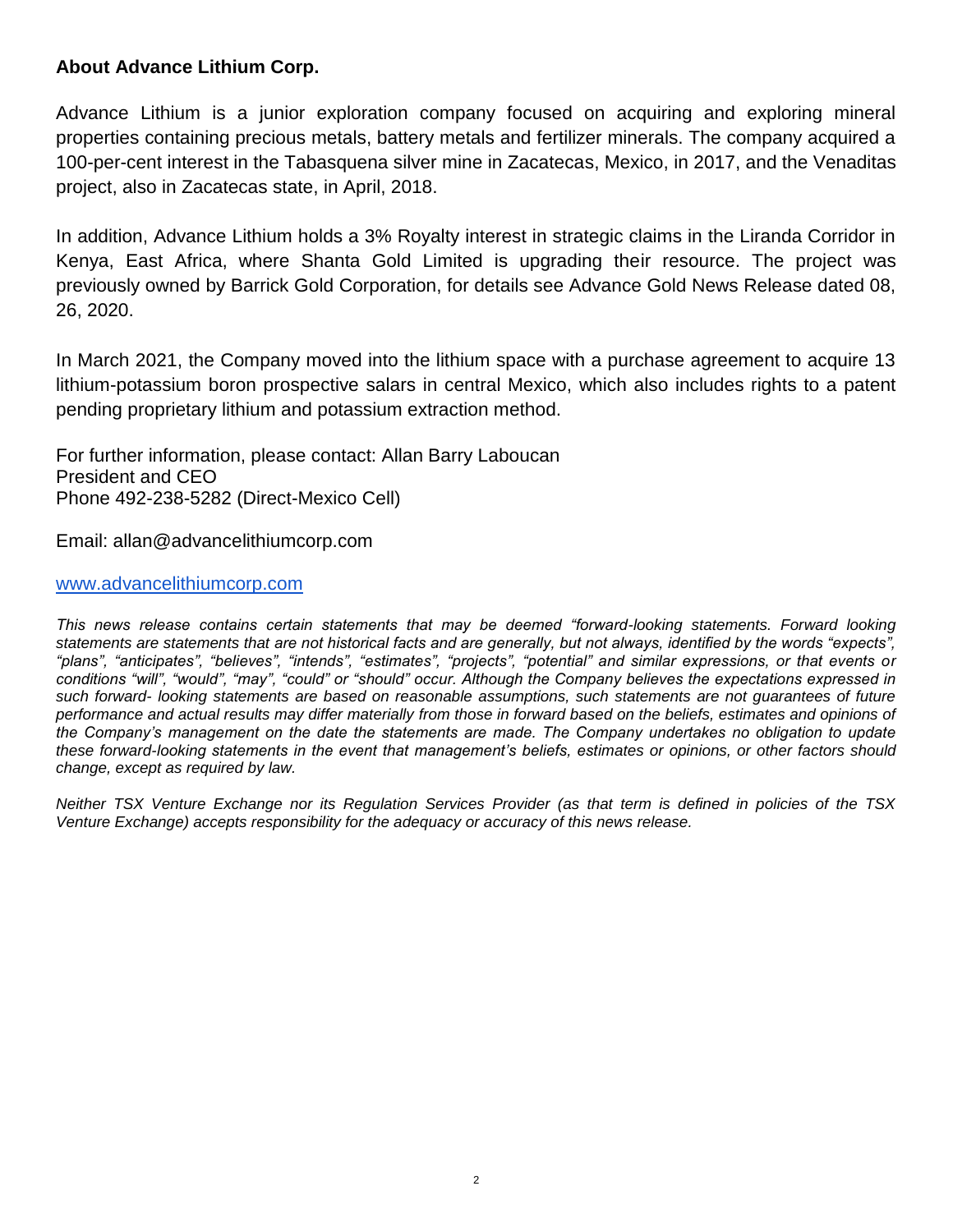**About Advance Lithium Corp.**

Advance Lithium is a junior exploration company focused on acquiring and exploring mineral properties containing precious metals, battery metals and fertilizer minerals. The company acquired a 100-per-cent interest in the Tabasquena silver mine in Zacatecas, Mexico, in 2017, and the Venaditas project, also in Zacatecas state, in April, 2018.

In addition, Advance Lithium holds a 3% Royalty interest in strategic claims in the Liranda Corridor in Kenya, East Africa, where Shanta Gold Limited is upgrading their resource. The project was previously owned by Barrick Gold Corporation, for details see Advance Gold News Release dated 08, 26, 2020.

In March 2021, the Company moved into the lithium space with a purchase agreement to acquire 13 lithium-potassium boron prospective salars in central Mexico, which also includes rights to a patent pending proprietary lithium and potassium extraction method.

For further information, please contact: Allan Barry Laboucan
President and CEO
Phone 492-238-5282 (Direct-Mexico Cell)

Email: allan@advancelithiumcorp.com

[www.advancelithiumcorp.com](http://www.advancelithiumcorp.com)

*This news release contains certain statements that may be deemed "forward-looking statements. Forward looking statements are statements that are not historical facts and are generally, but not always, identified by the words "expects", "plans", "anticipates", "believes", "intends", "estimates", "projects", "potential" and similar expressions, or that events or conditions "will", "would", "may", "could" or "should" occur. Although the Company believes the expectations expressed in such forward- looking statements are based on reasonable assumptions, such statements are not guarantees of future performance and actual results may differ materially from those in forward based on the beliefs, estimates and opinions of the Company's management on the date the statements are made. The Company undertakes no obligation to update these forward-looking statements in the event that management's beliefs, estimates or opinions, or other factors should change, except as required by law.*

*Neither TSX Venture Exchange nor its Regulation Services Provider (as that term is defined in policies of the TSX Venture Exchange) accepts responsibility for the adequacy or accuracy of this news release.*